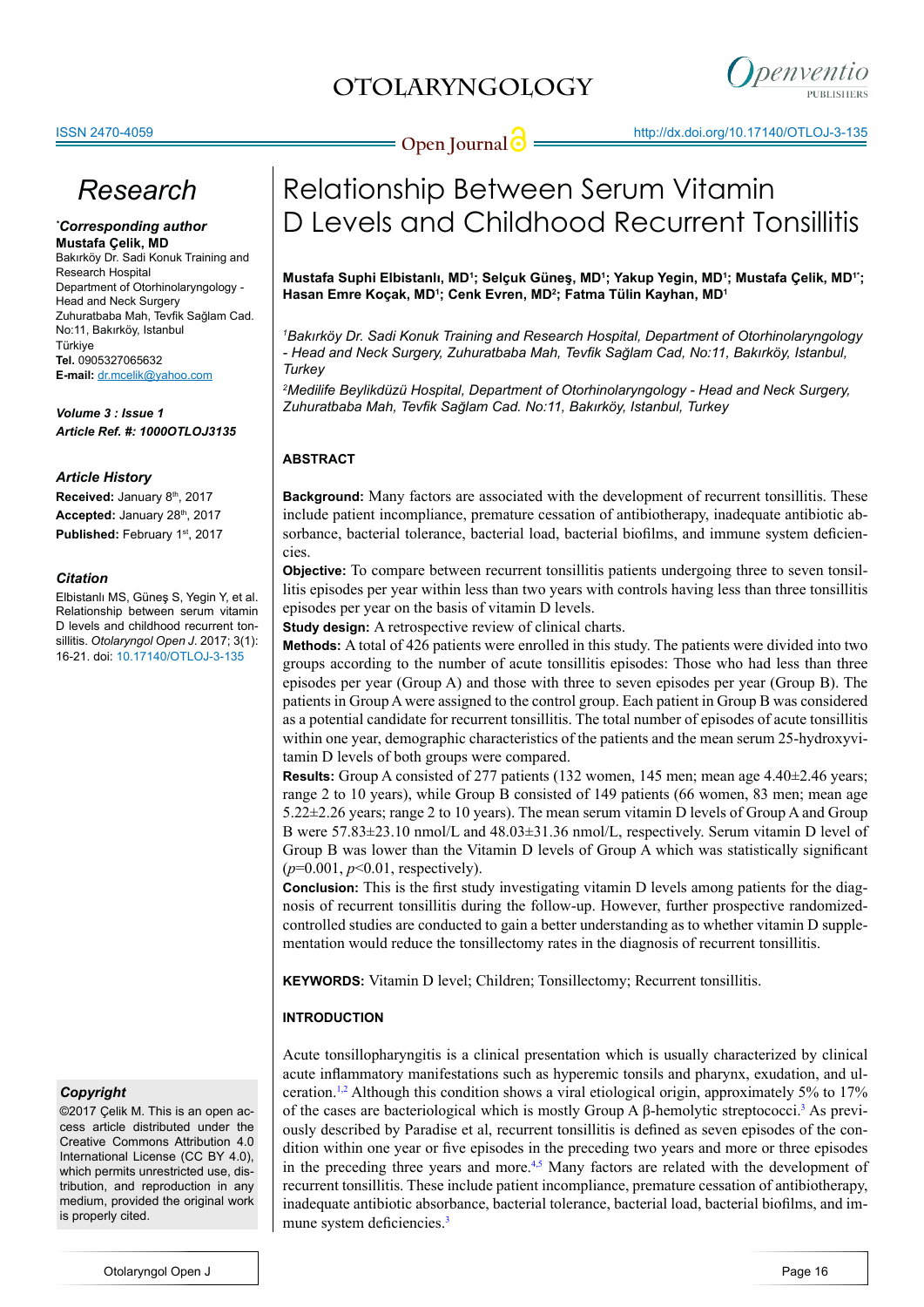# Relationship Between Serum Vitamin D Levels and Childhood Recurrent Tonsillitis

**Mustafa Suphi Elbistanlı, MD[1]; Selçuk Güneş, MD[1]; Yakup Yegin, MD[1]; Mustafa Çelik, MD[1*]; Hasan Emre Koçak, MD[1]; Cenk Evren, MD[2]; Fatma Tülin Kayhan, MD[1]**

*[1]Bakırköy Dr. Sadi Konuk Training and Research Hospital, Department of Otorhinolaryngology - Head and Neck Surgery, Zuhuratbaba Mah, Tevfik Sağlam Cad, No:11, Bakırköy, Istanbul, Turkey*

*[2]Medilife Beylikdüzü Hospital, Department of Otorhinolaryngology - Head and Neck Surgery, Zuhuratbaba Mah, Tevfik Sağlam Cad. No:11, Bakırköy, Istanbul, Turkey*

Research

**\*Corresponding author**
**Mustafa Çelik, MD**
Bakırköy Dr. Sadi Konuk Training and Research Hospital
Department of Otorhinolaryngology - Head and Neck Surgery
Zuhuratbaba Mah, Tevfik Sağlam Cad. No:11, Bakırköy, Istanbul
Türkiye
**Tel.** 0905327065632
**E-mail:** dr.mcelik@yahoo.com

***Volume 3 : Issue 1***
***Article Ref. #: 1000OTLOJ3135***

**Article History**
**Received:** January 8th, 2017
**Accepted:** January 28th, 2017
**Published:** February 1st, 2017

**Citation**
Elbistanlı MS, Güneş S, Yegin Y, et al. Relationship between serum vitamin D levels and childhood recurrent tonsillitis. *Otolaryngol Open J*. 2017; 3(1): 16-21. doi: 10.17140/OTLOJ-3-135

**Copyright**
©2017 Çelik M. This is an open access article distributed under the Creative Commons Attribution 4.0 International License (CC BY 4.0), which permits unrestricted use, distribution, and reproduction in any medium, provided the original work is properly cited.

## ABSTRACT

**Background:** Many factors are associated with the development of recurrent tonsillitis. These include patient incompliance, premature cessation of antibiotherapy, inadequate antibiotic absorbance, bacterial tolerance, bacterial load, bacterial biofilms, and immune system deficiencies.

**Objective:** To compare between recurrent tonsillitis patients undergoing three to seven tonsillitis episodes per year within less than two years with controls having less than three tonsillitis episodes per year on the basis of vitamin D levels.

**Study design:** A retrospective review of clinical charts.

**Methods:** A total of 426 patients were enrolled in this study. The patients were divided into two groups according to the number of acute tonsillitis episodes: Those who had less than three episodes per year (Group A) and those with three to seven episodes per year (Group B). The patients in Group A were assigned to the control group. Each patient in Group B was considered as a potential candidate for recurrent tonsillitis. The total number of episodes of acute tonsillitis within one year, demographic characteristics of the patients and the mean serum 25-hydroxyvitamin D levels of both groups were compared.

**Results:** Group A consisted of 277 patients (132 women, 145 men; mean age 4.40±2.46 years; range 2 to 10 years), while Group B consisted of 149 patients (66 women, 83 men; mean age 5.22±2.26 years; range 2 to 10 years). The mean serum vitamin D levels of Group A and Group B were 57.83±23.10 nmol/L and 48.03±31.36 nmol/L, respectively. Serum vitamin D level of Group B was lower than the Vitamin D levels of Group A which was statistically significant ($p$=0.001, $p$<0.01, respectively).

**Conclusion:** This is the first study investigating vitamin D levels among patients for the diagnosis of recurrent tonsillitis during the follow-up. However, further prospective randomized-controlled studies are conducted to gain a better understanding as to whether vitamin D supplementation would reduce the tonsillectomy rates in the diagnosis of recurrent tonsillitis.

**KEYWORDS:** Vitamin D level; Children; Tonsillectomy; Recurrent tonsillitis.

## INTRODUCTION

Acute tonsillopharyngitis is a clinical presentation which is usually characterized by clinical acute inflammatory manifestations such as hyperemic tonsils and pharynx, exudation, and ulceration.[1,2] Although this condition shows a viral etiological origin, approximately 5% to 17% of the cases are bacteriological which is mostly Group A β-hemolytic streptococci.[3] As previously described by Paradise et al, recurrent tonsillitis is defined as seven episodes of the condition within one year or five episodes in the preceding two years and more or three episodes in the preceding three years and more.[4,5] Many factors are related with the development of recurrent tonsillitis. These include patient incompliance, premature cessation of antibiotherapy, inadequate antibiotic absorbance, bacterial tolerance, bacterial load, bacterial biofilms, and immune system deficiencies.[3]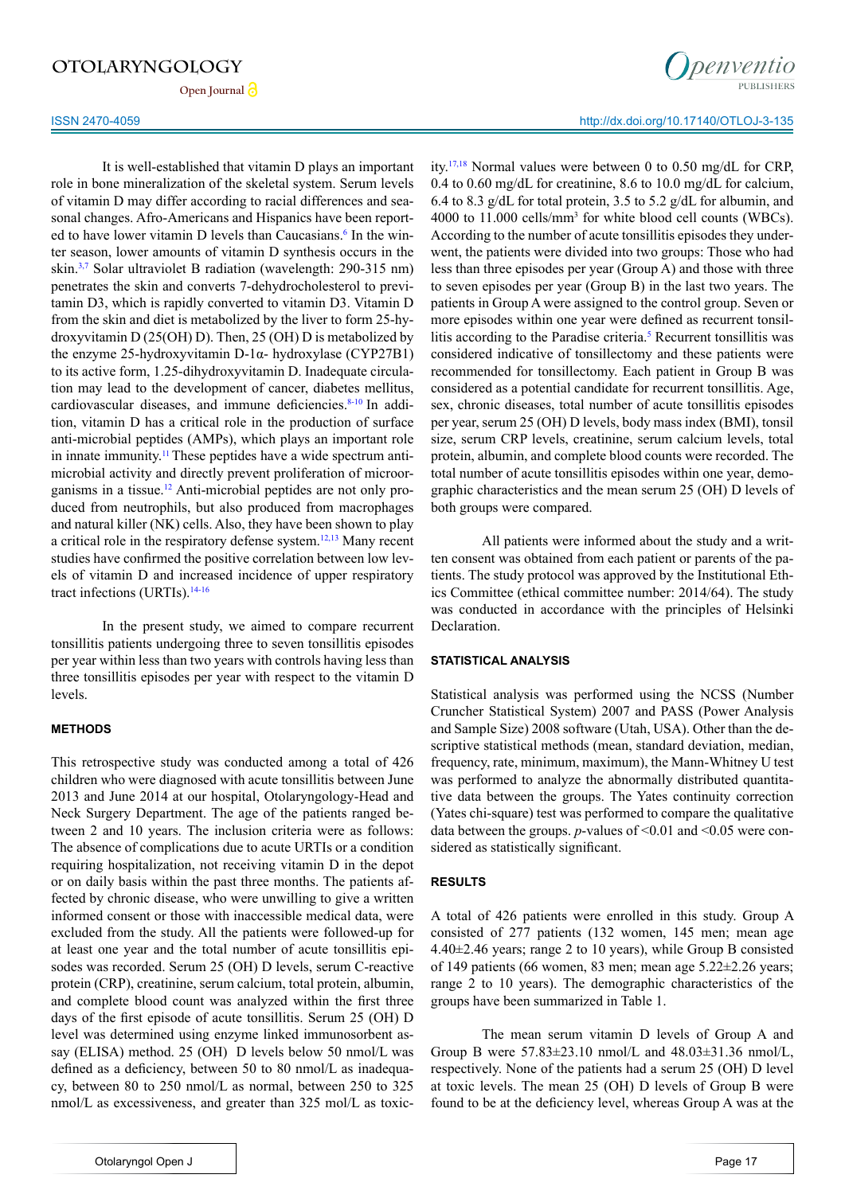It is well-established that vitamin D plays an important role in bone mineralization of the skeletal system. Serum levels of vitamin D may differ according to racial differences and seasonal changes. Afro-Americans and Hispanics have been reported to have lower vitamin D levels than Caucasians.[6] In the winter season, lower amounts of vitamin D synthesis occurs in the skin.[3,7] Solar ultraviolet B radiation (wavelength: 290-315 nm) penetrates the skin and converts 7-dehydrocholesterol to previtamin D3, which is rapidly converted to vitamin D3. Vitamin D from the skin and diet is metabolized by the liver to form 25-hydroxyvitamin D (25(OH) D). Then, 25 (OH) D is metabolized by the enzyme 25-hydroxyvitamin D-1α- hydroxylase (CYP27B1) to its active form, 1.25-dihydroxyvitamin D. Inadequate circulation may lead to the development of cancer, diabetes mellitus, cardiovascular diseases, and immune deficiencies.[8-10] In addition, vitamin D has a critical role in the production of surface anti-microbial peptides (AMPs), which plays an important role in innate immunity.[11] These peptides have a wide spectrum antimicrobial activity and directly prevent proliferation of microorganisms in a tissue.[12] Anti-microbial peptides are not only produced from neutrophils, but also produced from macrophages and natural killer (NK) cells. Also, they have been shown to play a critical role in the respiratory defense system.[12,13] Many recent studies have confirmed the positive correlation between low levels of vitamin D and increased incidence of upper respiratory tract infections (URTIs).[14-16]

In the present study, we aimed to compare recurrent tonsillitis patients undergoing three to seven tonsillitis episodes per year within less than two years with controls having less than three tonsillitis episodes per year with respect to the vitamin D levels.

## METHODS

This retrospective study was conducted among a total of 426 children who were diagnosed with acute tonsillitis between June 2013 and June 2014 at our hospital, Otolaryngology-Head and Neck Surgery Department. The age of the patients ranged between 2 and 10 years. The inclusion criteria were as follows: The absence of complications due to acute URTIs or a condition requiring hospitalization, not receiving vitamin D in the depot or on daily basis within the past three months. The patients affected by chronic disease, who were unwilling to give a written informed consent or those with inaccessible medical data, were excluded from the study. All the patients were followed-up for at least one year and the total number of acute tonsillitis episodes was recorded. Serum 25 (OH) D levels, serum C-reactive protein (CRP), creatinine, serum calcium, total protein, albumin, and complete blood count was analyzed within the first three days of the first episode of acute tonsillitis. Serum 25 (OH) D level was determined using enzyme linked immunosorbent assay (ELISA) method. 25 (OH) D levels below 50 nmol/L was defined as a deficiency, between 50 to 80 nmol/L as inadequacy, between 80 to 250 nmol/L as normal, between 250 to 325 nmol/L as excessiveness, and greater than 325 mol/L as toxicity.[17,18] Normal values were between 0 to 0.50 mg/dL for CRP, 0.4 to 0.60 mg/dL for creatinine, 8.6 to 10.0 mg/dL for calcium, 6.4 to 8.3 g/dL for total protein, 3.5 to 5.2 g/dL for albumin, and 4000 to 11.000 cells/mm$^3$ for white blood cell counts (WBCs). According to the number of acute tonsillitis episodes they underwent, the patients were divided into two groups: Those who had less than three episodes per year (Group A) and those with three to seven episodes per year (Group B) in the last two years. The patients in Group A were assigned to the control group. Seven or more episodes within one year were defined as recurrent tonsillitis according to the Paradise criteria.[5] Recurrent tonsillitis was considered indicative of tonsillectomy and these patients were recommended for tonsillectomy. Each patient in Group B was considered as a potential candidate for recurrent tonsillitis. Age, sex, chronic diseases, total number of acute tonsillitis episodes per year, serum 25 (OH) D levels, body mass index (BMI), tonsil size, serum CRP levels, creatinine, serum calcium levels, total protein, albumin, and complete blood counts were recorded. The total number of acute tonsillitis episodes within one year, demographic characteristics and the mean serum 25 (OH) D levels of both groups were compared.

All patients were informed about the study and a written consent was obtained from each patient or parents of the patients. The study protocol was approved by the Institutional Ethics Committee (ethical committee number: 2014/64). The study was conducted in accordance with the principles of Helsinki Declaration.

## STATISTICAL ANALYSIS

Statistical analysis was performed using the NCSS (Number Cruncher Statistical System) 2007 and PASS (Power Analysis and Sample Size) 2008 software (Utah, USA). Other than the descriptive statistical methods (mean, standard deviation, median, frequency, rate, minimum, maximum), the Mann-Whitney U test was performed to analyze the abnormally distributed quantitative data between the groups. The Yates continuity correction (Yates chi-square) test was performed to compare the qualitative data between the groups. *p*-values of <0.01 and <0.05 were considered as statistically significant.

## RESULTS

A total of 426 patients were enrolled in this study. Group A consisted of 277 patients (132 women, 145 men; mean age 4.40±2.46 years; range 2 to 10 years), while Group B consisted of 149 patients (66 women, 83 men; mean age 5.22±2.26 years; range 2 to 10 years). The demographic characteristics of the groups have been summarized in Table 1.

The mean serum vitamin D levels of Group A and Group B were 57.83±23.10 nmol/L and 48.03±31.36 nmol/L, respectively. None of the patients had a serum 25 (OH) D level at toxic levels. The mean 25 (OH) D levels of Group B were found to be at the deficiency level, whereas Group A was at the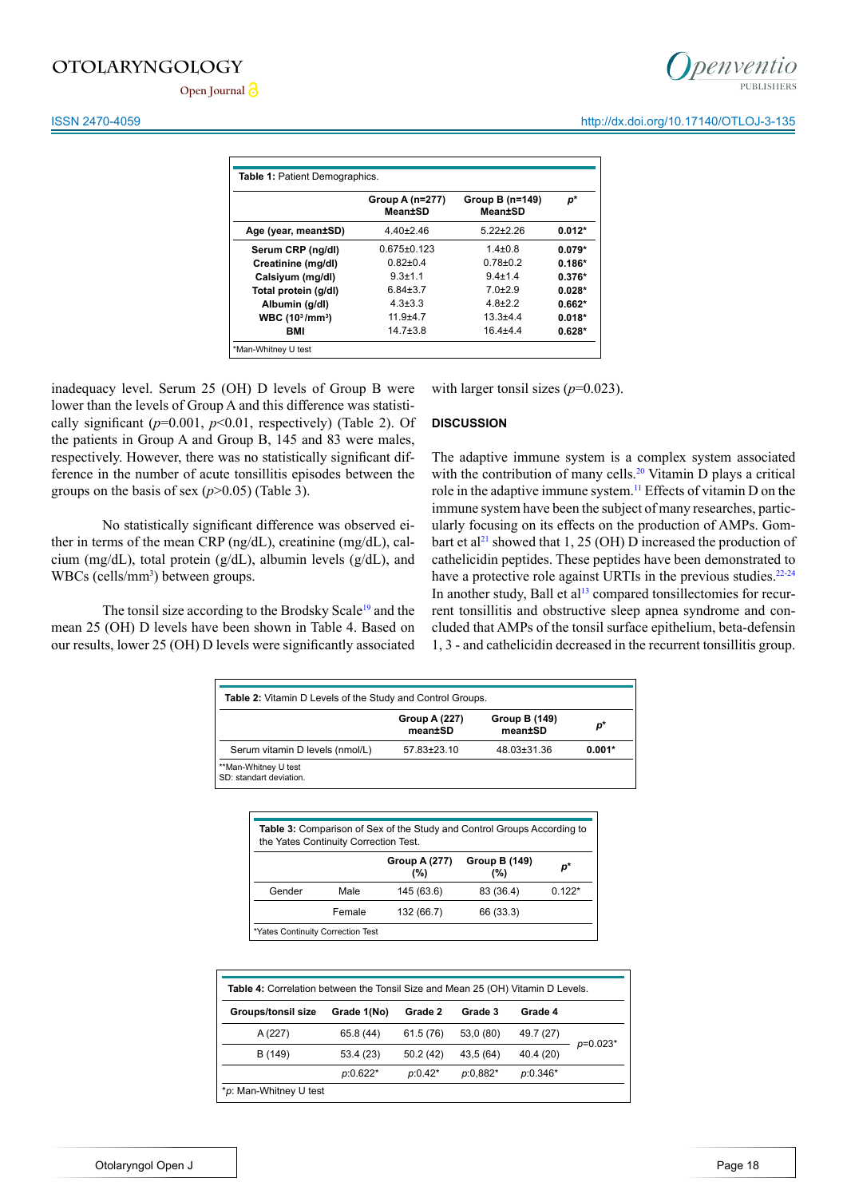**Table 1:** Patient Demographics.

| | Group A (n=277) Mean±SD | Group B (n=149) Mean±SD | *p** |
|---|---|---|---|
| **Age (year, mean±SD)** | 4.40±2.46 | 5.22±2.26 | **0.012*** |
| **Serum CRP (ng/dl)** | 0.675±0.123 | 1.4±0.8 | **0.079*** |
| **Creatinine (mg/dl)** | 0.82±0.4 | 0.78±0.2 | **0.186*** |
| **Calsiyum (mg/dl)** | 9.3±1.1 | 9.4±1.4 | **0.376*** |
| **Total protein (g/dl)** | 6.84±3.7 | 7.0±2.9 | **0.028*** |
| **Albumin (g/dl)** | 4.3±3.3 | 4.8±2.2 | **0.662*** |
| **WBC ($10^3$/$mm^3$)** | 11.9±4.7 | 13.3±4.4 | **0.018*** |
| **BMI** | 14.7±3.8 | 16.4±4.4 | **0.628*** |

*Man-Whitney U test

inadequacy level. Serum 25 (OH) D levels of Group B were lower than the levels of Group A and this difference was statistically significant ($p$=0.001, $p$<0.01, respectively) (Table 2). Of the patients in Group A and Group B, 145 and 83 were males, respectively. However, there was no statistically significant difference in the number of acute tonsillitis episodes between the groups on the basis of sex ($p$>0.05) (Table 3).

No statistically significant difference was observed either in terms of the mean CRP (ng/dL), creatinine (mg/dL), calcium (mg/dL), total protein (g/dL), albumin levels (g/dL), and WBCs (cells/mm[3]) between groups.

The tonsil size according to the Brodsky Scale[19] and the mean 25 (OH) D levels have been shown in Table 4. Based on our results, lower 25 (OH) D levels were significantly associated with larger tonsil sizes ($p$=0.023).

## DISCUSSION

The adaptive immune system is a complex system associated with the contribution of many cells.[20] Vitamin D plays a critical role in the adaptive immune system.[11] Effects of vitamin D on the immune system have been the subject of many researches, particularly focusing on its effects on the production of AMPs. Gombart et al[21] showed that 1, 25 (OH) D increased the production of cathelicidin peptides. These peptides have been demonstrated to have a protective role against URTIs in the previous studies.[22-24] In another study, Ball et al[13] compared tonsillectomies for recurrent tonsillitis and obstructive sleep apnea syndrome and concluded that AMPs of the tonsil surface epithelium, beta-defensin 1, 3 - and cathelicidin decreased in the recurrent tonsillitis group.

**Table 2:** Vitamin D Levels of the Study and Control Groups.

| | Group A (227) mean±SD | Group B (149) mean±SD | *p** |
|---|---|---|---|
| Serum vitamin D levels (nmol/L) | 57.83±23.10 | 48.03±31.36 | **0.001*** |

**Man-Whitney U test
SD: standart deviation.

**Table 3:** Comparison of Sex of the Study and Control Groups According to the Yates Continuity Correction Test.

| | | Group A (277) (%) | Group B (149) (%) | *p** |
|---|---|---|---|---|
| Gender | Male | 145 (63.6) | 83 (36.4) | 0.122* |
| | Female | 132 (66.7) | 66 (33.3) | |

*Yates Continuity Correction Test

**Table 4:** Correlation between the Tonsil Size and Mean 25 (OH) Vitamin D Levels.

| Groups/tonsil size | Grade 1(No) | Grade 2 | Grade 3 | Grade 4 | |
|---|---|---|---|---|---|
| A (227) | 65.8 (44) | 61.5 (76) | 53,0 (80) | 49.7 (27) | *p*=0.023* |
| B (149) | 53.4 (23) | 50.2 (42) | 43,5 (64) | 40.4 (20) | |
| | *p*:0.622* | *p*:0.42* | *p*:0,882* | *p*:0.346* | |

**p*: Man-Whitney U test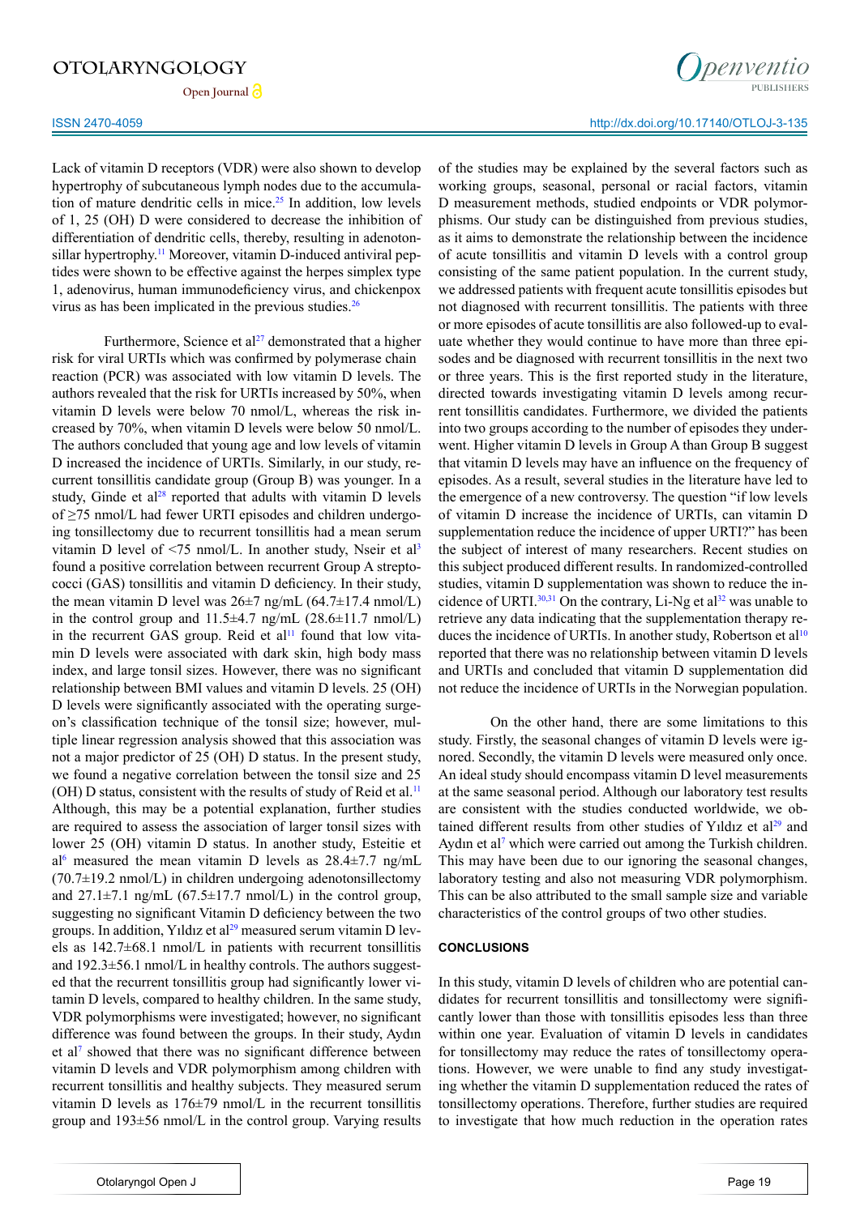Lack of vitamin D receptors (VDR) were also shown to develop hypertrophy of subcutaneous lymph nodes due to the accumulation of mature dendritic cells in mice.[25] In addition, low levels of 1, 25 (OH) D were considered to decrease the inhibition of differentiation of dendritic cells, thereby, resulting in adenotonsillar hypertrophy.[11] Moreover, vitamin D-induced antiviral peptides were shown to be effective against the herpes simplex type 1, adenovirus, human immunodeficiency virus, and chickenpox virus as has been implicated in the previous studies.[26]

Furthermore, Science et al[27] demonstrated that a higher risk for viral URTIs which was confirmed by polymerase chain reaction (PCR) was associated with low vitamin D levels. The authors revealed that the risk for URTIs increased by 50%, when vitamin D levels were below 70 nmol/L, whereas the risk increased by 70%, when vitamin D levels were below 50 nmol/L. The authors concluded that young age and low levels of vitamin D increased the incidence of URTIs. Similarly, in our study, recurrent tonsillitis candidate group (Group B) was younger. In a study, Ginde et al[28] reported that adults with vitamin D levels of ≥75 nmol/L had fewer URTI episodes and children undergoing tonsillectomy due to recurrent tonsillitis had a mean serum vitamin D level of <75 nmol/L. In another study, Nseir et al[3] found a positive correlation between recurrent Group A streptococci (GAS) tonsillitis and vitamin D deficiency. In their study, the mean vitamin D level was 26±7 ng/mL (64.7±17.4 nmol/L) in the control group and 11.5±4.7 ng/mL (28.6±11.7 nmol/L) in the recurrent GAS group. Reid et al[11] found that low vitamin D levels were associated with dark skin, high body mass index, and large tonsil sizes. However, there was no significant relationship between BMI values and vitamin D levels. 25 (OH) D levels were significantly associated with the operating surgeon's classification technique of the tonsil size; however, multiple linear regression analysis showed that this association was not a major predictor of 25 (OH) D status. In the present study, we found a negative correlation between the tonsil size and 25 (OH) D status, consistent with the results of study of Reid et al.[11] Although, this may be a potential explanation, further studies are required to assess the association of larger tonsil sizes with lower 25 (OH) vitamin D status. In another study, Esteitie et al[6] measured the mean vitamin D levels as 28.4±7.7 ng/mL (70.7±19.2 nmol/L) in children undergoing adenotonsillectomy and 27.1±7.1 ng/mL (67.5±17.7 nmol/L) in the control group, suggesting no significant Vitamin D deficiency between the two groups. In addition, Yıldız et al[29] measured serum vitamin D levels as 142.7±68.1 nmol/L in patients with recurrent tonsillitis and 192.3±56.1 nmol/L in healthy controls. The authors suggested that the recurrent tonsillitis group had significantly lower vitamin D levels, compared to healthy children. In the same study, VDR polymorphisms were investigated; however, no significant difference was found between the groups. In their study, Aydın et al[7] showed that there was no significant difference between vitamin D levels and VDR polymorphism among children with recurrent tonsillitis and healthy subjects. They measured serum vitamin D levels as 176±79 nmol/L in the recurrent tonsillitis group and 193±56 nmol/L in the control group. Varying results of the studies may be explained by the several factors such as working groups, seasonal, personal or racial factors, vitamin D measurement methods, studied endpoints or VDR polymorphisms. Our study can be distinguished from previous studies, as it aims to demonstrate the relationship between the incidence of acute tonsillitis and vitamin D levels with a control group consisting of the same patient population. In the current study, we addressed patients with frequent acute tonsillitis episodes but not diagnosed with recurrent tonsillitis. The patients with three or more episodes of acute tonsillitis are also followed-up to evaluate whether they would continue to have more than three episodes and be diagnosed with recurrent tonsillitis in the next two or three years. This is the first reported study in the literature, directed towards investigating vitamin D levels among recurrent tonsillitis candidates. Furthermore, we divided the patients into two groups according to the number of episodes they underwent. Higher vitamin D levels in Group A than Group B suggest that vitamin D levels may have an influence on the frequency of episodes. As a result, several studies in the literature have led to the emergence of a new controversy. The question "if low levels of vitamin D increase the incidence of URTIs, can vitamin D supplementation reduce the incidence of upper URTI?" has been the subject of interest of many researchers. Recent studies on this subject produced different results. In randomized-controlled studies, vitamin D supplementation was shown to reduce the incidence of URTI.[30,31] On the contrary, Li-Ng et al[32] was unable to retrieve any data indicating that the supplementation therapy reduces the incidence of URTIs. In another study, Robertson et al[10] reported that there was no relationship between vitamin D levels and URTIs and concluded that vitamin D supplementation did not reduce the incidence of URTIs in the Norwegian population.

On the other hand, there are some limitations to this study. Firstly, the seasonal changes of vitamin D levels were ignored. Secondly, the vitamin D levels were measured only once. An ideal study should encompass vitamin D level measurements at the same seasonal period. Although our laboratory test results are consistent with the studies conducted worldwide, we obtained different results from other studies of Yıldız et al[29] and Aydın et al[7] which were carried out among the Turkish children. This may have been due to our ignoring the seasonal changes, laboratory testing and also not measuring VDR polymorphism. This can be also attributed to the small sample size and variable characteristics of the control groups of two other studies.

## CONCLUSIONS

In this study, vitamin D levels of children who are potential candidates for recurrent tonsillitis and tonsillectomy were significantly lower than those with tonsillitis episodes less than three within one year. Evaluation of vitamin D levels in candidates for tonsillectomy may reduce the rates of tonsillectomy operations. However, we were unable to find any study investigating whether the vitamin D supplementation reduced the rates of tonsillectomy operations. Therefore, further studies are required to investigate that how much reduction in the operation rates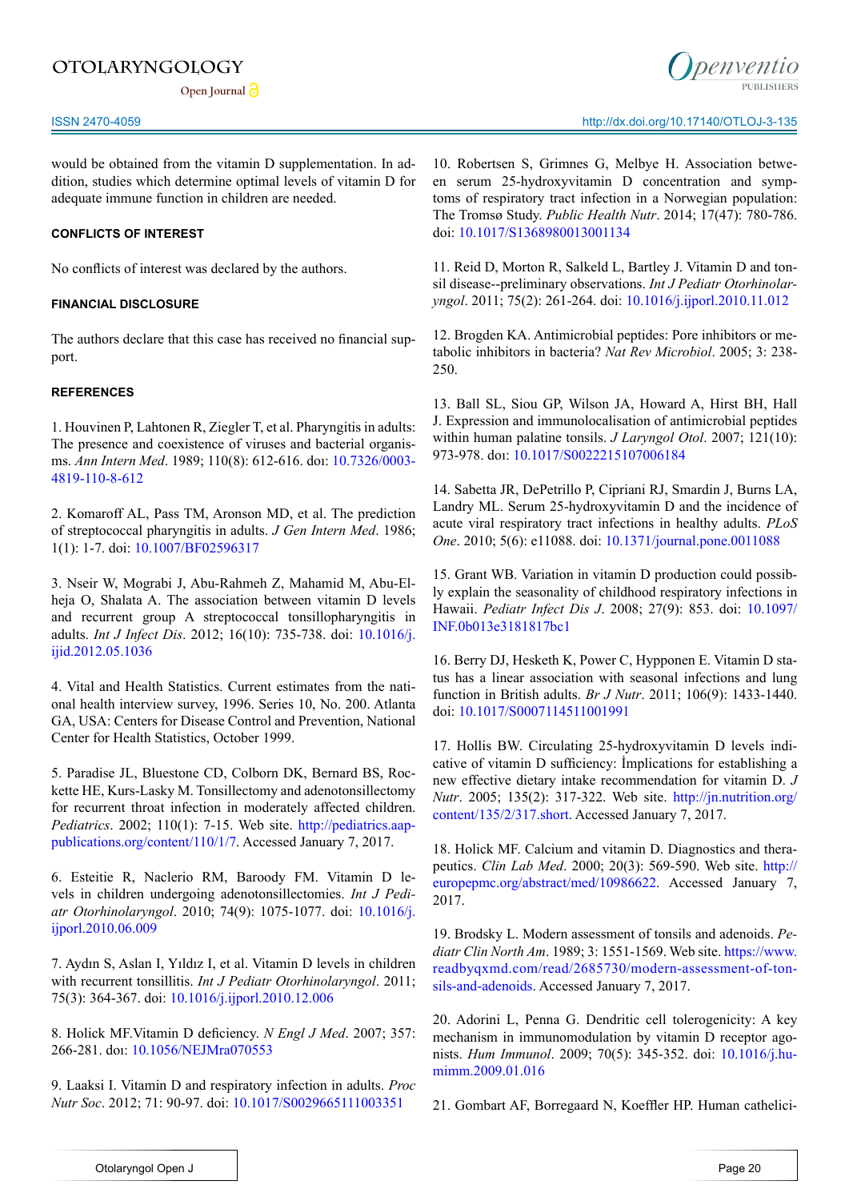would be obtained from the vitamin D supplementation. In addition, studies which determine optimal levels of vitamin D for adequate immune function in children are needed.

## CONFLICTS OF INTEREST

No conflicts of interest was declared by the authors.

## FINANCIAL DISCLOSURE

The authors declare that this case has received no financial support.

## REFERENCES

1. Houvinen P, Lahtonen R, Ziegler T, et al. Pharyngitis in adults: The presence and coexistence of viruses and bacterial organisms. *Ann Intern Med*. 1989; 110(8): 612-616. doı: 10.7326/0003-4819-110-8-612

2. Komaroff AL, Pass TM, Aronson MD, et al. The prediction of streptococcal pharyngitis in adults. *J Gen Intern Med*. 1986; 1(1): 1-7. doi: 10.1007/BF02596317

3. Nseir W, Mograbi J, Abu-Rahmeh Z, Mahamid M, Abu-Elheja O, Shalata A. The association between vitamin D levels and recurrent group A streptococcal tonsillopharyngitis in adults. *Int J Infect Dis*. 2012; 16(10): 735-738. doi: 10.1016/j.ijid.2012.05.1036

4. Vital and Health Statistics. Current estimates from the national health interview survey, 1996. Series 10, No. 200. Atlanta GA, USA: Centers for Disease Control and Prevention, National Center for Health Statistics, October 1999.

5. Paradise JL, Bluestone CD, Colborn DK, Bernard BS, Rockette HE, Kurs-Lasky M. Tonsillectomy and adenotonsillectomy for recurrent throat infection in moderately affected children. *Pediatrics*. 2002; 110(1): 7-15. Web site. http://pediatrics.aappublications.org/content/110/1/7. Accessed January 7, 2017.

6. Esteitie R, Naclerio RM, Baroody FM. Vitamin D levels in children undergoing adenotonsillectomies. *Int J Pediatr Otorhinolaryngol*. 2010; 74(9): 1075-1077. doi: 10.1016/j.ijporl.2010.06.009

7. Aydın S, Aslan I, Yıldız I, et al. Vitamin D levels in children with recurrent tonsillitis. *Int J Pediatr Otorhinolaryngol*. 2011; 75(3): 364-367. doi: 10.1016/j.ijporl.2010.12.006

8. Holick MF.Vitamin D deficiency. *N Engl J Med*. 2007; 357: 266-281. doı: 10.1056/NEJMra070553

9. Laaksi I. Vitamin D and respiratory infection in adults. *Proc Nutr Soc*. 2012; 71: 90-97. doi: 10.1017/S0029665111003351

10. Robertsen S, Grimnes G, Melbye H. Association between serum 25-hydroxyvitamin D concentration and symptoms of respiratory tract infection in a Norwegian population: The Tromsø Study. *Public Health Nutr*. 2014; 17(47): 780-786. doi: 10.1017/S1368980013001134

11. Reid D, Morton R, Salkeld L, Bartley J. Vitamin D and tonsil disease--preliminary observations. *Int J Pediatr Otorhinolaryngol*. 2011; 75(2): 261-264. doi: 10.1016/j.ijporl.2010.11.012

12. Brogden KA. Antimicrobial peptides: Pore inhibitors or metabolic inhibitors in bacteria? *Nat Rev Microbiol*. 2005; 3: 238-250.

13. Ball SL, Siou GP, Wilson JA, Howard A, Hirst BH, Hall J. Expression and immunolocalisation of antimicrobial peptides within human palatine tonsils. *J Laryngol Otol*. 2007; 121(10): 973-978. doı: 10.1017/S0022215107006184

14. Sabetta JR, DePetrillo P, Cipriani RJ, Smardin J, Burns LA, Landry ML. Serum 25-hydroxyvitamin D and the incidence of acute viral respiratory tract infections in healthy adults. *PLoS One*. 2010; 5(6): e11088. doi: 10.1371/journal.pone.0011088

15. Grant WB. Variation in vitamin D production could possibly explain the seasonality of childhood respiratory infections in Hawaii. *Pediatr Infect Dis J*. 2008; 27(9): 853. doi: 10.1097/INF.0b013e3181817bc1

16. Berry DJ, Hesketh K, Power C, Hypponen E. Vitamin D status has a linear association with seasonal infections and lung function in British adults. *Br J Nutr*. 2011; 106(9): 1433-1440. doi: 10.1017/S0007114511001991

17. Hollis BW. Circulating 25-hydroxyvitamin D levels indicative of vitamin D sufficiency: İmplications for establishing a new effective dietary intake recommendation for vitamin D. *J Nutr*. 2005; 135(2): 317-322. Web site. http://jn.nutrition.org/content/135/2/317.short. Accessed January 7, 2017.

18. Holick MF. Calcium and vitamin D. Diagnostics and therapeutics. *Clin Lab Med*. 2000; 20(3): 569-590. Web site. http://europepmc.org/abstract/med/10986622. Accessed January 7, 2017.

19. Brodsky L. Modern assessment of tonsils and adenoids. *Pediatr Clin North Am*. 1989; 3: 1551-1569. Web site. https://www.readbyqxmd.com/read/2685730/modern-assessment-of-tonsils-and-adenoids. Accessed January 7, 2017.

20. Adorini L, Penna G. Dendritic cell tolerogenicity: A key mechanism in immunomodulation by vitamin D receptor agonists. *Hum Immunol*. 2009; 70(5): 345-352. doi: 10.1016/j.humimm.2009.01.016

21. Gombart AF, Borregaard N, Koeffler HP. Human catheli-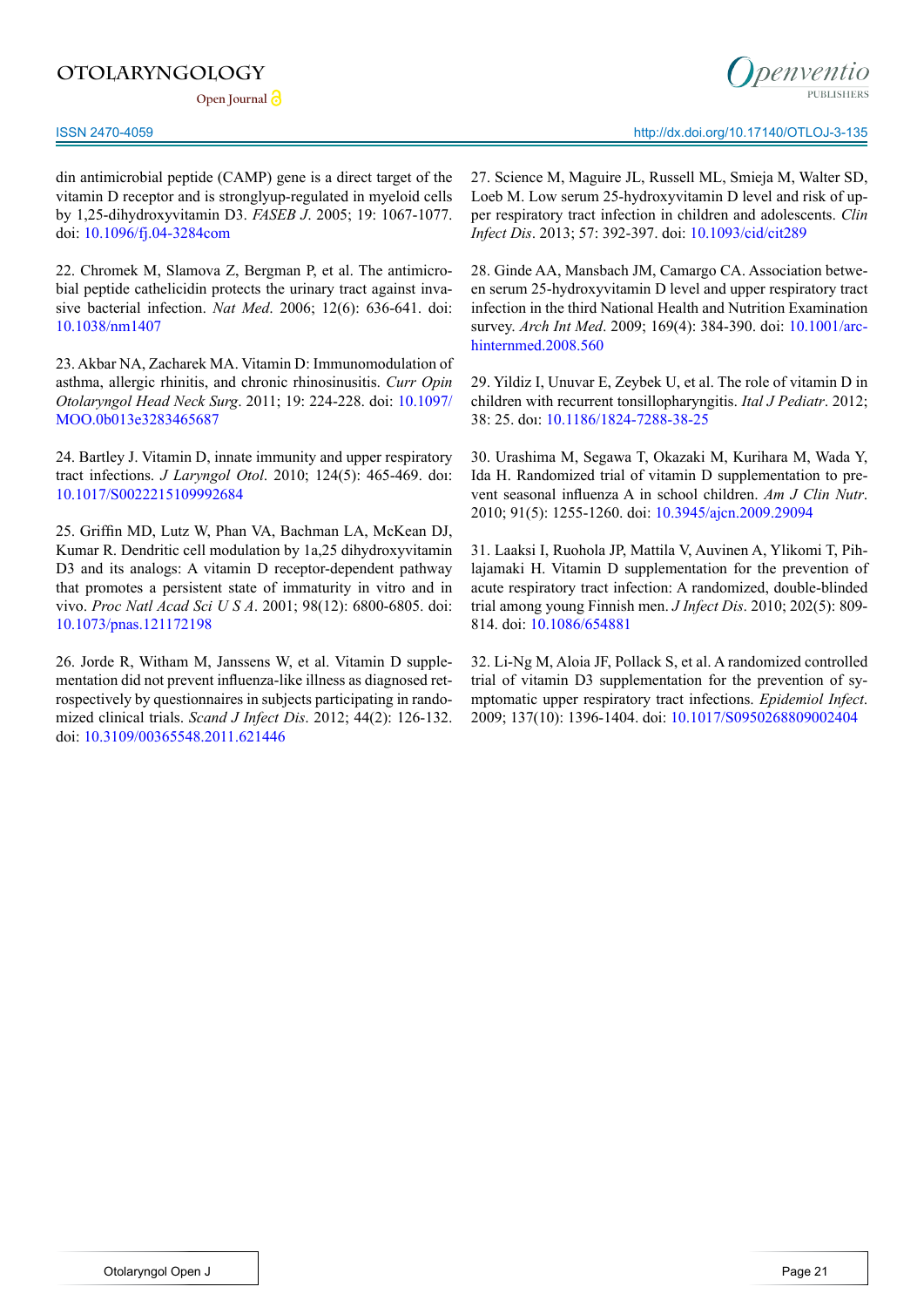din antimicrobial peptide (CAMP) gene is a direct target of the vitamin D receptor and is stronglyup-regulated in myeloid cells by 1,25-dihydroxyvitamin D3. *FASEB J*. 2005; 19: 1067-1077. doi: 10.1096/fj.04-3284com

22. Chromek M, Slamova Z, Bergman P, et al. The antimicrobial peptide cathelicidin protects the urinary tract against invasive bacterial infection. *Nat Med*. 2006; 12(6): 636-641. doi: 10.1038/nm1407

23. Akbar NA, Zacharek MA. Vitamin D: Immunomodulation of asthma, allergic rhinitis, and chronic rhinosinusitis. *Curr Opin Otolaryngol Head Neck Surg*. 2011; 19: 224-228. doi: 10.1097/MOO.0b013e3283465687

24. Bartley J. Vitamin D, innate immunity and upper respiratory tract infections. *J Laryngol Otol*. 2010; 124(5): 465-469. doı: 10.1017/S0022215109992684

25. Griffin MD, Lutz W, Phan VA, Bachman LA, McKean DJ, Kumar R. Dendritic cell modulation by 1a,25 dihydroxyvitamin D3 and its analogs: A vitamin D receptor-dependent pathway that promotes a persistent state of immaturity in vitro and in vivo. *Proc Natl Acad Sci U S A*. 2001; 98(12): 6800-6805. doi: 10.1073/pnas.121172198

26. Jorde R, Witham M, Janssens W, et al. Vitamin D supplementation did not prevent influenza-like illness as diagnosed retrospectively by questionnaires in subjects participating in randomized clinical trials. *Scand J Infect Dis*. 2012; 44(2): 126-132. doi: 10.3109/00365548.2011.621446

27. Science M, Maguire JL, Russell ML, Smieja M, Walter SD, Loeb M. Low serum 25-hydroxyvitamin D level and risk of upper respiratory tract infection in children and adolescents. *Clin Infect Dis*. 2013; 57: 392-397. doi: 10.1093/cid/cit289

28. Ginde AA, Mansbach JM, Camargo CA. Association between serum 25-hydroxyvitamin D level and upper respiratory tract infection in the third National Health and Nutrition Examination survey. *Arch Int Med*. 2009; 169(4): 384-390. doi: 10.1001/archinternmed.2008.560

29. Yildiz I, Unuvar E, Zeybek U, et al. The role of vitamin D in children with recurrent tonsillopharyngitis. *Ital J Pediatr*. 2012; 38: 25. doı: 10.1186/1824-7288-38-25

30. Urashima M, Segawa T, Okazaki M, Kurihara M, Wada Y, Ida H. Randomized trial of vitamin D supplementation to prevent seasonal influenza A in school children. *Am J Clin Nutr*. 2010; 91(5): 1255-1260. doi: 10.3945/ajcn.2009.29094

31. Laaksi I, Ruohola JP, Mattila V, Auvinen A, Ylikomi T, Pihlajamaki H. Vitamin D supplementation for the prevention of acute respiratory tract infection: A randomized, double-blinded trial among young Finnish men. *J Infect Dis*. 2010; 202(5): 809-814. doi: 10.1086/654881

32. Li-Ng M, Aloia JF, Pollack S, et al. A randomized controlled trial of vitamin D3 supplementation for the prevention of symptomatic upper respiratory tract infections. *Epidemiol Infect*. 2009; 137(10): 1396-1404. doi: 10.1017/S0950268809002404